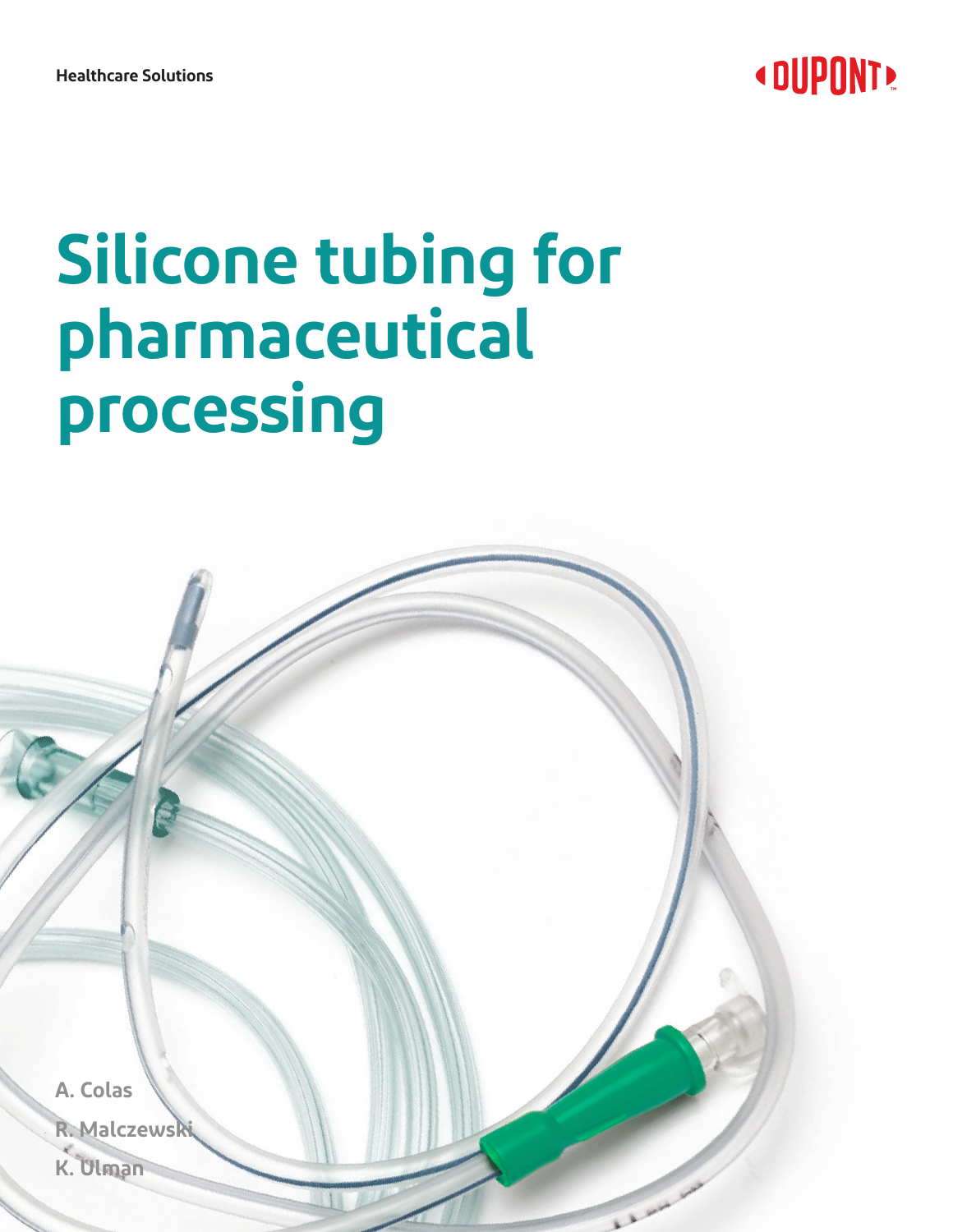Healthcare Solutions

DUPONT

# Silicone tubing for pharmaceutical processing

A. Colas

R. Malczewski

K. Ulman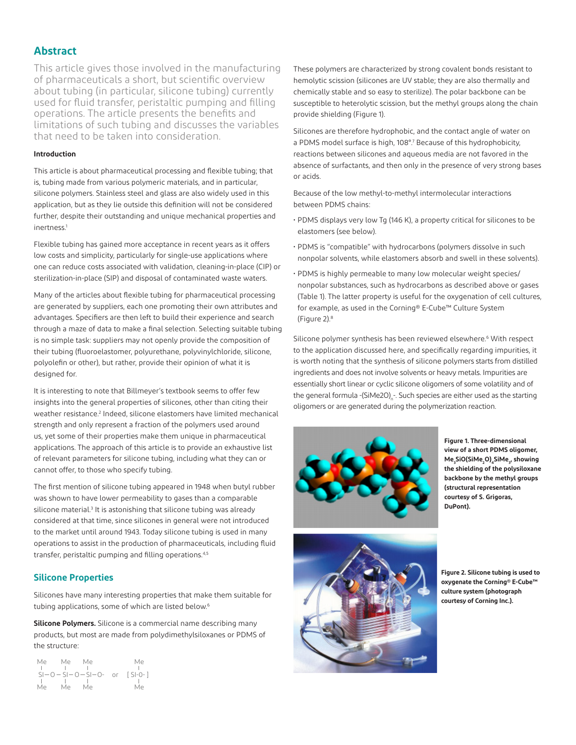## Abstract

This article gives those involved in the manufacturing of pharmaceuticals a short, but scientific overview about tubing (in particular, silicone tubing) currently used for fluid transfer, peristaltic pumping and filling operations. The article presents the benefits and limitations of such tubing and discusses the variables that need to be taken into consideration.

**Introduction**

This article is about pharmaceutical processing and flexible tubing; that is, tubing made from various polymeric materials, and in particular, silicone polymers. Stainless steel and glass are also widely used in this application, but as they lie outside this definition will not be considered further, despite their outstanding and unique mechanical properties and inertness.[1]

Flexible tubing has gained more acceptance in recent years as it offers low costs and simplicity, particularly for single-use applications where one can reduce costs associated with validation, cleaning-in-place (CIP) or sterilization-in-place (SIP) and disposal of contaminated waste waters.

Many of the articles about flexible tubing for pharmaceutical processing are generated by suppliers, each one promoting their own attributes and advantages. Specifiers are then left to build their experience and search through a maze of data to make a final selection. Selecting suitable tubing is no simple task: suppliers may not openly provide the composition of their tubing (fluoroelastomer, polyurethane, polyvinylchloride, silicone, polyolefin or other), but rather, provide their opinion of what it is designed for.

It is interesting to note that Billmeyer's textbook seems to offer few insights into the general properties of silicones, other than citing their weather resistance.[2] Indeed, silicone elastomers have limited mechanical strength and only represent a fraction of the polymers used around us, yet some of their properties make them unique in pharmaceutical applications. The approach of this article is to provide an exhaustive list of relevant parameters for silicone tubing, including what they can or cannot offer, to those who specify tubing.

The first mention of silicone tubing appeared in 1948 when butyl rubber was shown to have lower permeability to gases than a comparable silicone material.[3] It is astonishing that silicone tubing was already considered at that time, since silicones in general were not introduced to the market until around 1943. Today silicone tubing is used in many operations to assist in the production of pharmaceuticals, including fluid transfer, peristaltic pumping and filling operations.[4,5]

## Silicone Properties

Silicones have many interesting properties that make them suitable for tubing applications, some of which are listed below.[6]

**Silicone Polymers.** Silicone is a commercial name describing many products, but most are made from polydimethylsiloxanes or PDMS of the structure:

```
 Me      Me     Me              Me
 |       |      |               |
 Si—O — Si— O — Si—O-    or   [ Si-O- ]
 |       |      |               |
 Me      Me     Me              Me
```

These polymers are characterized by strong covalent bonds resistant to hemolytic scission (silicones are UV stable; they are also thermally and chemically stable and so easy to sterilize). The polar backbone can be susceptible to heterolytic scission, but the methyl groups along the chain provide shielding (Figure 1).

Silicones are therefore hydrophobic, and the contact angle of water on a PDMS model surface is high, 108°.[7] Because of this hydrophobicity, reactions between silicones and aqueous media are not favored in the absence of surfactants, and then only in the presence of very strong bases or acids.

Because of the low methyl-to-methyl intermolecular interactions between PDMS chains:

- PDMS displays very low Tg (146 K), a property critical for silicones to be elastomers (see below).
- PDMS is "compatible" with hydrocarbons (polymers dissolve in such nonpolar solvents, while elastomers absorb and swell in these solvents).
- PDMS is highly permeable to many low molecular weight species/ nonpolar substances, such as hydrocarbons as described above or gases (Table 1). The latter property is useful for the oxygenation of cell cultures, for example, as used in the Corning® E-Cube™ Culture System (Figure 2).[8]

Silicone polymer synthesis has been reviewed elsewhere.[6] With respect to the application discussed here, and specifically regarding impurities, it is worth noting that the synthesis of silicone polymers starts from distilled ingredients and does not involve solvents or heavy metals. Impurities are essentially short linear or cyclic silicone oligomers of some volatility and of the general formula $-(SiMe_2O)_n-$. Such species are either used as the starting oligomers or are generated during the polymerization reaction.

**Figure 1. Three-dimensional view of a short PDMS oligomer, $Me_3SiO(SiMe_2O)_4SiMe_3$, showing the shielding of the polysiloxane backbone by the methyl groups (structural representation courtesy of S. Grigoras, DuPont).**

**Figure 2. Silicone tubing is used to oxygenate the Corning® E-Cube™ culture system (photograph courtesy of Corning Inc.).**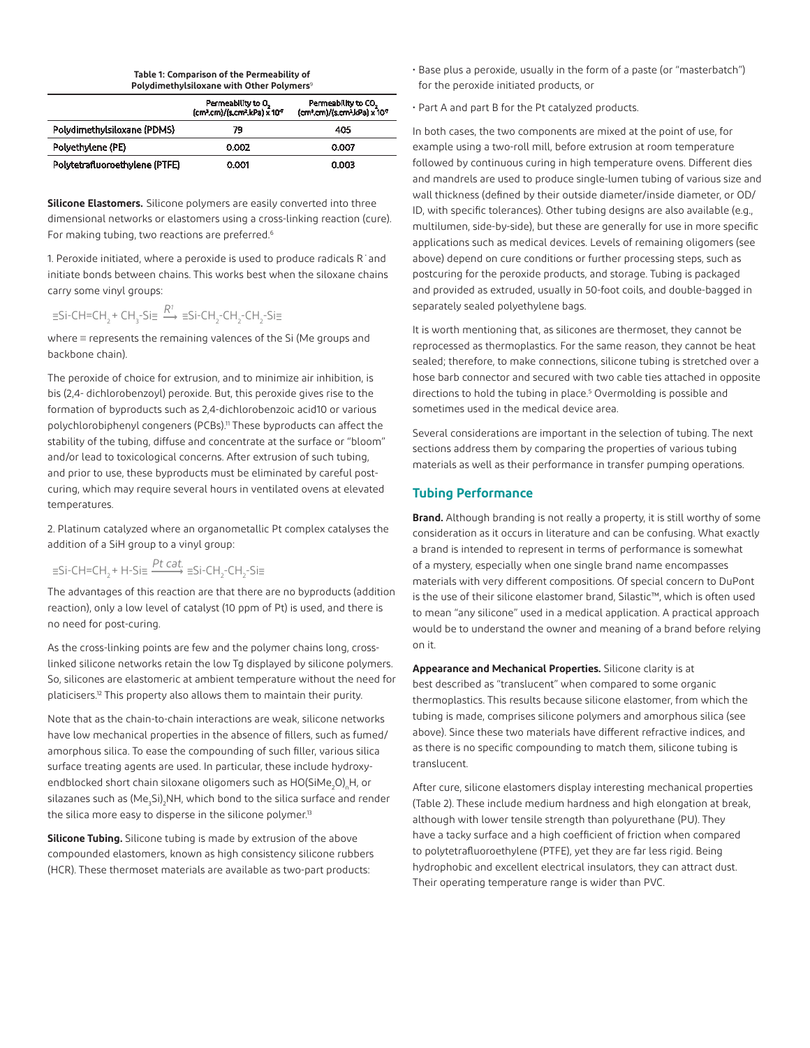**Table 1: Comparison of the Permeability of Polydimethylsiloxane with Other Polymers**[9]

| | Permeability to $O_2$ $(cm^3.cm)/(s.cm^2.kPa) \times 10^{-7}$ | Permeability to $CO_2$ $(cm^3.cm)/(s.cm^2.kPa) \times 10^{-7}$ |
|---|---|---|
| Polydimethylsiloxane (PDMS) | 79 | 405 |
| Polyethylene (PE) | 0.002 | 0.007 |
| Polytetrafluoroethylene (PTFE) | 0.001 | 0.003 |

**Silicone Elastomers.** Silicone polymers are easily converted into three dimensional networks or elastomers using a cross-linking reaction (cure). For making tubing, two reactions are preferred.[6]

1. Peroxide initiated, where a peroxide is used to produce radicals R˙ and initiate bonds between chains. This works best when the siloxane chains carry some vinyl groups:

$$\equiv Si\text{-}CH{=}CH_2 + CH_3\text{-}Si\equiv \xrightarrow{R^{\cdot}} \equiv Si\text{-}CH_2\text{-}CH_2\text{-}CH_2\text{-}Si\equiv$$

where ≡ represents the remaining valences of the Si (Me groups and backbone chain).

The peroxide of choice for extrusion, and to minimize air inhibition, is bis (2,4- dichlorobenzoyl) peroxide. But, this peroxide gives rise to the formation of byproducts such as 2,4-dichlorobenzoic acid10 or various polychlorobiphenyl congeners (PCBs).[11] These byproducts can affect the stability of the tubing, diffuse and concentrate at the surface or "bloom" and/or lead to toxicological concerns. After extrusion of such tubing, and prior to use, these byproducts must be eliminated by careful post-curing, which may require several hours in ventilated ovens at elevated temperatures.

2. Platinum catalyzed where an organometallic Pt complex catalyses the addition of a SiH group to a vinyl group:

$$\equiv Si\text{-}CH{=}CH_2 + H\text{-}Si\equiv \xrightarrow{Pt\ cat.} \equiv Si\text{-}CH_2\text{-}CH_2\text{-}Si\equiv$$

The advantages of this reaction are that there are no byproducts (addition reaction), only a low level of catalyst (10 ppm of Pt) is used, and there is no need for post-curing.

As the cross-linking points are few and the polymer chains long, cross-linked silicone networks retain the low Tg displayed by silicone polymers. So, silicones are elastomeric at ambient temperature without the need for platicisers.[12] This property also allows them to maintain their purity.

Note that as the chain-to-chain interactions are weak, silicone networks have low mechanical properties in the absence of fillers, such as fumed/amorphous silica. To ease the compounding of such filler, various silica surface treating agents are used. In particular, these include hydroxy-endblocked short chain siloxane oligomers such as $HO(SiMe_2O)_nH$, or silazanes such as $(Me_3Si)_2NH$, which bond to the silica surface and render the silica more easy to disperse in the silicone polymer.[13]

**Silicone Tubing.** Silicone tubing is made by extrusion of the above compounded elastomers, known as high consistency silicone rubbers (HCR). These thermoset materials are available as two-part products:

- Base plus a peroxide, usually in the form of a paste (or "masterbatch") for the peroxide initiated products, or
- Part A and part B for the Pt catalyzed products.

In both cases, the two components are mixed at the point of use, for example using a two-roll mill, before extrusion at room temperature followed by continuous curing in high temperature ovens. Different dies and mandrels are used to produce single-lumen tubing of various size and wall thickness (defined by their outside diameter/inside diameter, or OD/ID, with specific tolerances). Other tubing designs are also available (e.g., multilumen, side-by-side), but these are generally for use in more specific applications such as medical devices. Levels of remaining oligomers (see above) depend on cure conditions or further processing steps, such as postcuring for the peroxide products, and storage. Tubing is packaged and provided as extruded, usually in 50-foot coils, and double-bagged in separately sealed polyethylene bags.

It is worth mentioning that, as silicones are thermoset, they cannot be reprocessed as thermoplastics. For the same reason, they cannot be heat sealed; therefore, to make connections, silicone tubing is stretched over a hose barb connector and secured with two cable ties attached in opposite directions to hold the tubing in place.[5] Overmolding is possible and sometimes used in the medical device area.

Several considerations are important in the selection of tubing. The next sections address them by comparing the properties of various tubing materials as well as their performance in transfer pumping operations.

## Tubing Performance

**Brand.** Although branding is not really a property, it is still worthy of some consideration as it occurs in literature and can be confusing. What exactly a brand is intended to represent in terms of performance is somewhat of a mystery, especially when one single brand name encompasses materials with very different compositions. Of special concern to DuPont is the use of their silicone elastomer brand, Silastic™, which is often used to mean "any silicone" used in a medical application. A practical approach would be to understand the owner and meaning of a brand before relying on it.

**Appearance and Mechanical Properties.** Silicone clarity is at best described as "translucent" when compared to some organic thermoplastics. This results because silicone elastomer, from which the tubing is made, comprises silicone polymers and amorphous silica (see above). Since these two materials have different refractive indices, and as there is no specific compounding to match them, silicone tubing is translucent.

After cure, silicone elastomers display interesting mechanical properties (Table 2). These include medium hardness and high elongation at break, although with lower tensile strength than polyurethane (PU). They have a tacky surface and a high coefficient of friction when compared to polytetrafluoroethylene (PTFE), yet they are far less rigid. Being hydrophobic and excellent electrical insulators, they can attract dust. Their operating temperature range is wider than PVC.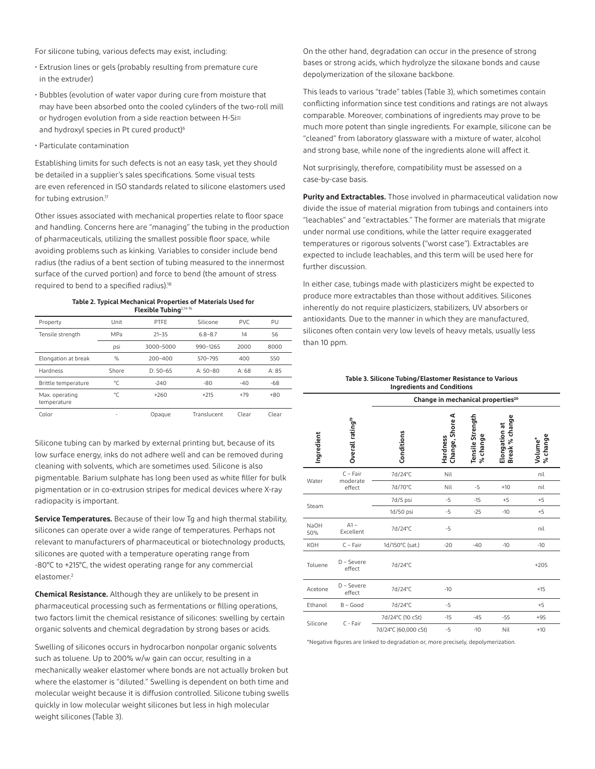For silicone tubing, various defects may exist, including:

- Extrusion lines or gels (probably resulting from premature cure in the extruder)
- Bubbles (evolution of water vapor during cure from moisture that may have been absorbed onto the cooled cylinders of the two-roll mill or hydrogen evolution from a side reaction between H-Si≡ and hydroxyl species in Pt cured product)[6]
- Particulate contamination

Establishing limits for such defects is not an easy task, yet they should be detailed in a supplier's sales specifications. Some visual tests are even referenced in ISO standards related to silicone elastomers used for tubing extrusion.[17]

Other issues associated with mechanical properties relate to floor space and handling. Concerns here are "managing" the tubing in the production of pharmaceuticals, utilizing the smallest possible floor space, while avoiding problems such as kinking. Variables to consider include bend radius (the radius of a bent section of tubing measured to the innermost surface of the curved portion) and force to bend (the amount of stress required to bend to a specified radius).[18]

**Table 2. Typical Mechanical Properties of Materials Used for Flexible Tubing[2,14-16]**

| Property | Unit | PTFE | Silicone | PVC | PU |
|---|---|---|---|---|---|
| Tensile strength | MPa | 21–35 | 6.8–8.7 | 14 | 56 |
| | psi | 3000–5000 | 990–1265 | 2000 | 8000 |
| Elongation at break | % | 200–400 | 570–795 | 400 | 550 |
| Hardness | Shore | D: 50–65 | A: 50–80 | A: 68 | A: 85 |
| Brittle temperature | °C | -240 | -80 | -40 | -68 |
| Max. operating temperature | °C | +260 | +215 | +79 | +80 |
| Color | - | Opaque | Translucent | Clear | Clear |

Silicone tubing can by marked by external printing but, because of its low surface energy, inks do not adhere well and can be removed during cleaning with solvents, which are sometimes used. Silicone is also pigmentable. Barium sulphate has long been used as white filler for bulk pigmentation or in co-extrusion stripes for medical devices where X-ray radiopacity is important.

**Service Temperatures.** Because of their low Tg and high thermal stability, silicones can operate over a wide range of temperatures. Perhaps not relevant to manufacturers of pharmaceutical or biotechnology products, silicones are quoted with a temperature operating range from -80°C to +215°C, the widest operating range for any commercial elastomer.[2]

**Chemical Resistance.** Although they are unlikely to be present in pharmaceutical processing such as fermentations or filling operations, two factors limit the chemical resistance of silicones: swelling by certain organic solvents and chemical degradation by strong bases or acids.

Swelling of silicones occurs in hydrocarbon nonpolar organic solvents such as toluene. Up to 200% w/w gain can occur, resulting in a mechanically weaker elastomer where bonds are not actually broken but where the elastomer is "diluted." Swelling is dependent on both time and molecular weight because it is diffusion controlled. Silicone tubing swells quickly in low molecular weight silicones but less in high molecular weight silicones (Table 3).

On the other hand, degradation can occur in the presence of strong bases or strong acids, which hydrolyze the siloxane bonds and cause depolymerization of the siloxane backbone.

This leads to various "trade" tables (Table 3), which sometimes contain conflicting information since test conditions and ratings are not always comparable. Moreover, combinations of ingredients may prove to be much more potent than single ingredients. For example, silicone can be "cleaned" from laboratory glassware with a mixture of water, alcohol and strong base, while none of the ingredients alone will affect it.

Not surprisingly, therefore, compatibility must be assessed on a case-by-case basis.

**Purity and Extractables.** Those involved in pharmaceutical validation now divide the issue of material migration from tubings and containers into "leachables" and "extractables." The former are materials that migrate under normal use conditions, while the latter require exaggerated temperatures or rigorous solvents ("worst case"). Extractables are expected to include leachables, and this term will be used here for further discussion.

In either case, tubings made with plasticizers might be expected to produce more extractables than those without additives. Silicones inherently do not require plasticizers, stabilizers, UV absorbers or antioxidants. Due to the manner in which they are manufactured, silicones often contain very low levels of heavy metals, usually less than 10 ppm.

**Table 3. Silicone Tubing/Elastomer Resistance to Various Ingredients and Conditions**

| | | Change in mechanical properties[20] | | | | |
|---|---|---|---|---|---|---|
| Ingredient | Overall rating[19] | Conditions | Hardness Change, Shore A | Tensile Strength % change | Elongation at Break % change | Volume* % change |
| Water | C – Fair moderate effect | 7d/24°C | Nil | | | nil |
| | | 7d/70°C | Nil | -5 | +10 | nil |
| Steam | | 7d/5 psi | -5 | -15 | +5 | +5 |
| | | 1d/50 psi | -5 | -25 | -10 | +5 |
| NaOH 50% | A1 – Excellent | 7d/24°C | -5 | | | nil |
| KOH | C – Fair | 1d/150°C (sat.) | -20 | -40 | -10 | -10 |
| Toluene | D – Severe effect | 7d/24°C | | | | +205 |
| Acetone | D – Severe effect | 7d/24°C | -10 | | | +15 |
| Ethanol | B – Good | 7d/24°C | -5 | | | +5 |
| Silicone | C - Fair | 7d/24°C (10 cSt) | -15 | -45 | -55 | +95 |
| | | 7d/24°C (60,000 cSt) | -5 | -10 | Nil | +10 |

*Negative figures are linked to degradation or, more precisely, depolymerization.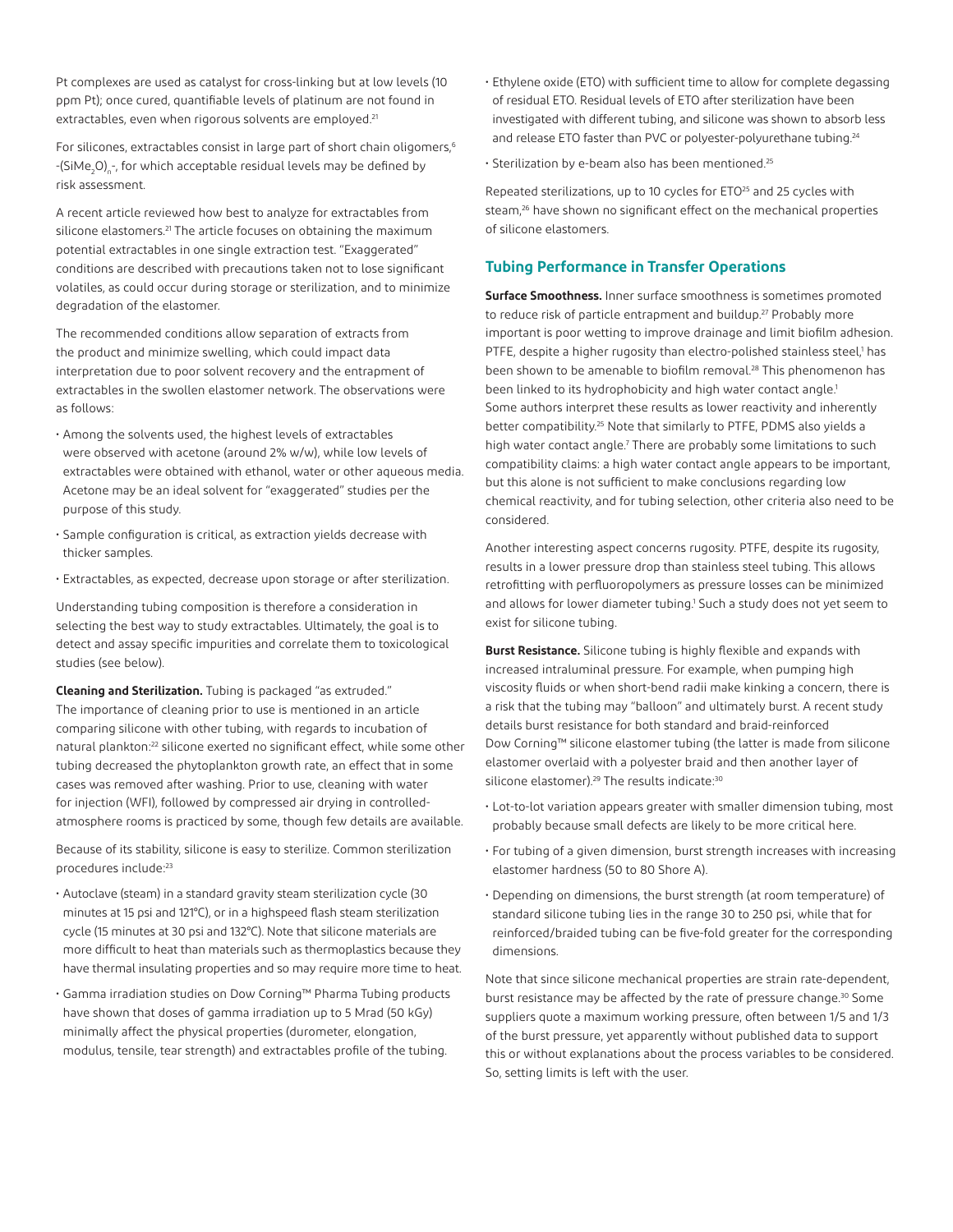Pt complexes are used as catalyst for cross-linking but at low levels (10 ppm Pt); once cured, quantifiable levels of platinum are not found in extractables, even when rigorous solvents are employed.[21]

For silicones, extractables consist in large part of short chain oligomers,[6] $-(SiMe_2O)_n-$, for which acceptable residual levels may be defined by risk assessment.

A recent article reviewed how best to analyze for extractables from silicone elastomers.[21] The article focuses on obtaining the maximum potential extractables in one single extraction test. "Exaggerated" conditions are described with precautions taken not to lose significant volatiles, as could occur during storage or sterilization, and to minimize degradation of the elastomer.

The recommended conditions allow separation of extracts from the product and minimize swelling, which could impact data interpretation due to poor solvent recovery and the entrapment of extractables in the swollen elastomer network. The observations were as follows:

- Among the solvents used, the highest levels of extractables were observed with acetone (around 2% w/w), while low levels of extractables were obtained with ethanol, water or other aqueous media. Acetone may be an ideal solvent for "exaggerated" studies per the purpose of this study.
- Sample configuration is critical, as extraction yields decrease with thicker samples.
- Extractables, as expected, decrease upon storage or after sterilization.

Understanding tubing composition is therefore a consideration in selecting the best way to study extractables. Ultimately, the goal is to detect and assay specific impurities and correlate them to toxicological studies (see below).

**Cleaning and Sterilization.** Tubing is packaged "as extruded." The importance of cleaning prior to use is mentioned in an article comparing silicone with other tubing, with regards to incubation of natural plankton:[22] silicone exerted no significant effect, while some other tubing decreased the phytoplankton growth rate, an effect that in some cases was removed after washing. Prior to use, cleaning with water for injection (WFI), followed by compressed air drying in controlled-atmosphere rooms is practiced by some, though few details are available.

Because of its stability, silicone is easy to sterilize. Common sterilization procedures include:[23]

- Autoclave (steam) in a standard gravity steam sterilization cycle (30 minutes at 15 psi and 121°C), or in a highspeed flash steam sterilization cycle (15 minutes at 30 psi and 132°C). Note that silicone materials are more difficult to heat than materials such as thermoplastics because they have thermal insulating properties and so may require more time to heat.
- Gamma irradiation studies on Dow Corning™ Pharma Tubing products have shown that doses of gamma irradiation up to 5 Mrad (50 kGy) minimally affect the physical properties (durometer, elongation, modulus, tensile, tear strength) and extractables profile of the tubing.
- Ethylene oxide (ETO) with sufficient time to allow for complete degassing of residual ETO. Residual levels of ETO after sterilization have been investigated with different tubing, and silicone was shown to absorb less and release ETO faster than PVC or polyester-polyurethane tubing.[24]
- Sterilization by e-beam also has been mentioned.[25]

Repeated sterilizations, up to 10 cycles for ETO[25] and 25 cycles with steam,[26] have shown no significant effect on the mechanical properties of silicone elastomers.

## Tubing Performance in Transfer Operations

**Surface Smoothness.** Inner surface smoothness is sometimes promoted to reduce risk of particle entrapment and buildup.[27] Probably more important is poor wetting to improve drainage and limit biofilm adhesion. PTFE, despite a higher rugosity than electro-polished stainless steel,[1] has been shown to be amenable to biofilm removal.[28] This phenomenon has been linked to its hydrophobicity and high water contact angle.[1] Some authors interpret these results as lower reactivity and inherently better compatibility.[25] Note that similarly to PTFE, PDMS also yields a high water contact angle.[7] There are probably some limitations to such compatibility claims: a high water contact angle appears to be important, but this alone is not sufficient to make conclusions regarding low chemical reactivity, and for tubing selection, other criteria also need to be considered.

Another interesting aspect concerns rugosity. PTFE, despite its rugosity, results in a lower pressure drop than stainless steel tubing. This allows retrofitting with perfluoropolymers as pressure losses can be minimized and allows for lower diameter tubing.[1] Such a study does not yet seem to exist for silicone tubing.

**Burst Resistance.** Silicone tubing is highly flexible and expands with increased intraluminal pressure. For example, when pumping high viscosity fluids or when short-bend radii make kinking a concern, there is a risk that the tubing may "balloon" and ultimately burst. A recent study details burst resistance for both standard and braid-reinforced Dow Corning™ silicone elastomer tubing (the latter is made from silicone elastomer overlaid with a polyester braid and then another layer of silicone elastomer).[29] The results indicate:[30]

- Lot-to-lot variation appears greater with smaller dimension tubing, most probably because small defects are likely to be more critical here.
- For tubing of a given dimension, burst strength increases with increasing elastomer hardness (50 to 80 Shore A).
- Depending on dimensions, the burst strength (at room temperature) of standard silicone tubing lies in the range 30 to 250 psi, while that for reinforced/braided tubing can be five-fold greater for the corresponding dimensions.

Note that since silicone mechanical properties are strain rate-dependent, burst resistance may be affected by the rate of pressure change.[30] Some suppliers quote a maximum working pressure, often between 1/5 and 1/3 of the burst pressure, yet apparently without published data to support this or without explanations about the process variables to be considered. So, setting limits is left with the user.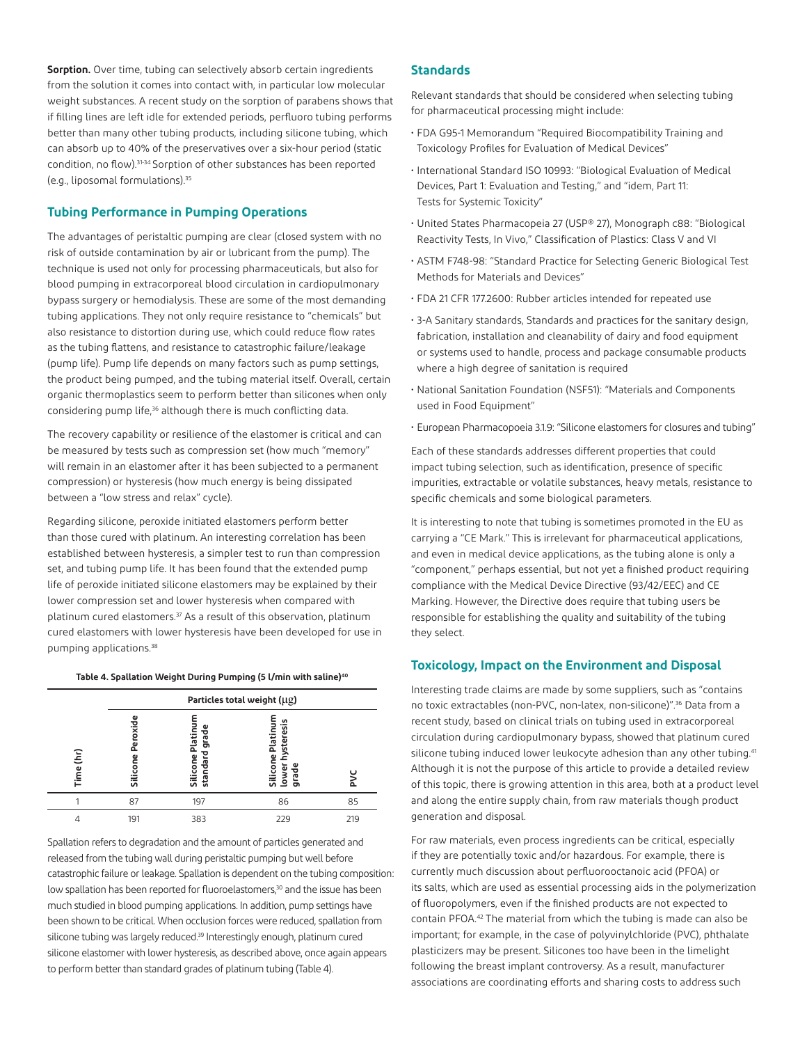**Sorption.** Over time, tubing can selectively absorb certain ingredients from the solution it comes into contact with, in particular low molecular weight substances. A recent study on the sorption of parabens shows that if filling lines are left idle for extended periods, perfluoro tubing performs better than many other tubing products, including silicone tubing, which can absorb up to 40% of the preservatives over a six-hour period (static condition, no flow).[31-34] Sorption of other substances has been reported (e.g., liposomal formulations).[35]

## Tubing Performance in Pumping Operations

The advantages of peristaltic pumping are clear (closed system with no risk of outside contamination by air or lubricant from the pump). The technique is used not only for processing pharmaceuticals, but also for blood pumping in extracorporeal blood circulation in cardiopulmonary bypass surgery or hemodialysis. These are some of the most demanding tubing applications. They not only require resistance to "chemicals" but also resistance to distortion during use, which could reduce flow rates as the tubing flattens, and resistance to catastrophic failure/leakage (pump life). Pump life depends on many factors such as pump settings, the product being pumped, and the tubing material itself. Overall, certain organic thermoplastics seem to perform better than silicones when only considering pump life,[36] although there is much conflicting data.

The recovery capability or resilience of the elastomer is critical and can be measured by tests such as compression set (how much "memory" will remain in an elastomer after it has been subjected to a permanent compression) or hysteresis (how much energy is being dissipated between a "low stress and relax" cycle).

Regarding silicone, peroxide initiated elastomers perform better than those cured with platinum. An interesting correlation has been established between hysteresis, a simpler test to run than compression set, and tubing pump life. It has been found that the extended pump life of peroxide initiated silicone elastomers may be explained by their lower compression set and lower hysteresis when compared with platinum cured elastomers.[37] As a result of this observation, platinum cured elastomers with lower hysteresis have been developed for use in pumping applications.[38]

**Table 4. Spallation Weight During Pumping (5 l/min with saline)[40]**

| | Particles total weight (μg) | | | |
|---|---|---|---|---|
| Time (hr) | Silicone Peroxide | Silicone Platinum standard grade | Silicone Platinum lower hysteresis grade | PVC |
| 1 | 87 | 197 | 86 | 85 |
| 4 | 191 | 383 | 229 | 219 |

Spallation refers to degradation and the amount of particles generated and released from the tubing wall during peristaltic pumping but well before catastrophic failure or leakage. Spallation is dependent on the tubing composition: low spallation has been reported for fluoroelastomers,[30] and the issue has been much studied in blood pumping applications. In addition, pump settings have been shown to be critical. When occlusion forces were reduced, spallation from silicone tubing was largely reduced.[39] Interestingly enough, platinum cured silicone elastomer with lower hysteresis, as described above, once again appears to perform better than standard grades of platinum tubing (Table 4).

## Standards

Relevant standards that should be considered when selecting tubing for pharmaceutical processing might include:

- FDA G95-1 Memorandum "Required Biocompatibility Training and Toxicology Profiles for Evaluation of Medical Devices"
- International Standard ISO 10993: "Biological Evaluation of Medical Devices, Part 1: Evaluation and Testing," and "idem, Part 11: Tests for Systemic Toxicity"
- United States Pharmacopeia 27 (USP® 27), Monograph c88: "Biological Reactivity Tests, In Vivo," Classification of Plastics: Class V and VI
- ASTM F748-98: "Standard Practice for Selecting Generic Biological Test Methods for Materials and Devices"
- FDA 21 CFR 177.2600: Rubber articles intended for repeated use
- 3-A Sanitary standards, Standards and practices for the sanitary design, fabrication, installation and cleanability of dairy and food equipment or systems used to handle, process and package consumable products where a high degree of sanitation is required
- National Sanitation Foundation (NSF51): "Materials and Components used in Food Equipment"
- European Pharmacopoeia 3.1.9: "Silicone elastomers for closures and tubing"

Each of these standards addresses different properties that could impact tubing selection, such as identification, presence of specific impurities, extractable or volatile substances, heavy metals, resistance to specific chemicals and some biological parameters.

It is interesting to note that tubing is sometimes promoted in the EU as carrying a "CE Mark." This is irrelevant for pharmaceutical applications, and even in medical device applications, as the tubing alone is only a "component," perhaps essential, but not yet a finished product requiring compliance with the Medical Device Directive (93/42/EEC) and CE Marking. However, the Directive does require that tubing users be responsible for establishing the quality and suitability of the tubing they select.

## Toxicology, Impact on the Environment and Disposal

Interesting trade claims are made by some suppliers, such as "contains no toxic extractables (non-PVC, non-latex, non-silicone)".[36] Data from a recent study, based on clinical trials on tubing used in extracorporeal circulation during cardiopulmonary bypass, showed that platinum cured silicone tubing induced lower leukocyte adhesion than any other tubing.[41] Although it is not the purpose of this article to provide a detailed review of this topic, there is growing attention in this area, both at a product level and along the entire supply chain, from raw materials though product generation and disposal.

For raw materials, even process ingredients can be critical, especially if they are potentially toxic and/or hazardous. For example, there is currently much discussion about perfluorooctanoic acid (PFOA) or its salts, which are used as essential processing aids in the polymerization of fluoropolymers, even if the finished products are not expected to contain PFOA.[42] The material from which the tubing is made can also be important; for example, in the case of polyvinylchloride (PVC), phthalate plasticizers may be present. Silicones too have been in the limelight following the breast implant controversy. As a result, manufacturer associations are coordinating efforts and sharing costs to address such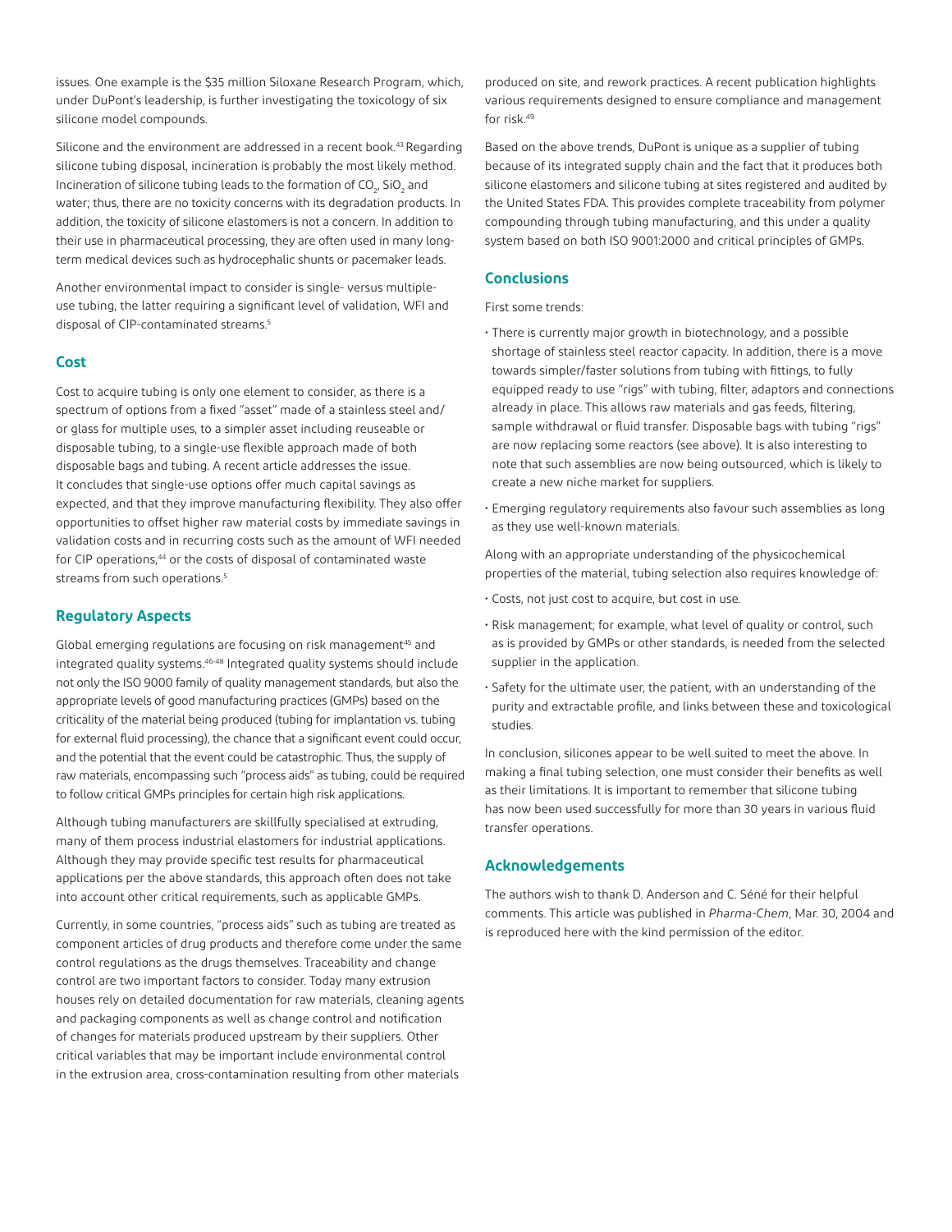issues. One example is the $35 million Siloxane Research Program, which, under DuPont's leadership, is further investigating the toxicology of six silicone model compounds.

Silicone and the environment are addressed in a recent book.[43] Regarding silicone tubing disposal, incineration is probably the most likely method. Incineration of silicone tubing leads to the formation of $CO_2$, $SiO_2$ and water; thus, there are no toxicity concerns with its degradation products. In addition, the toxicity of silicone elastomers is not a concern. In addition to their use in pharmaceutical processing, they are often used in many long-term medical devices such as hydrocephalic shunts or pacemaker leads.

Another environmental impact to consider is single- versus multiple-use tubing, the latter requiring a significant level of validation, WFI and disposal of CIP-contaminated streams.[5]

## Cost

Cost to acquire tubing is only one element to consider, as there is a spectrum of options from a fixed "asset" made of a stainless steel and/or glass for multiple uses, to a simpler asset including reuseable or disposable tubing, to a single-use flexible approach made of both disposable bags and tubing. A recent article addresses the issue. It concludes that single-use options offer much capital savings as expected, and that they improve manufacturing flexibility. They also offer opportunities to offset higher raw material costs by immediate savings in validation costs and in recurring costs such as the amount of WFI needed for CIP operations,[44] or the costs of disposal of contaminated waste streams from such operations.[5]

## Regulatory Aspects

Global emerging regulations are focusing on risk management[45] and integrated quality systems.[46-48] Integrated quality systems should include not only the ISO 9000 family of quality management standards, but also the appropriate levels of good manufacturing practices (GMPs) based on the criticality of the material being produced (tubing for implantation vs. tubing for external fluid processing), the chance that a significant event could occur, and the potential that the event could be catastrophic. Thus, the supply of raw materials, encompassing such "process aids" as tubing, could be required to follow critical GMPs principles for certain high risk applications.

Although tubing manufacturers are skillfully specialised at extruding, many of them process industrial elastomers for industrial applications. Although they may provide specific test results for pharmaceutical applications per the above standards, this approach often does not take into account other critical requirements, such as applicable GMPs.

Currently, in some countries, "process aids" such as tubing are treated as component articles of drug products and therefore come under the same control regulations as the drugs themselves. Traceability and change control are two important factors to consider. Today many extrusion houses rely on detailed documentation for raw materials, cleaning agents and packaging components as well as change control and notification of changes for materials produced upstream by their suppliers. Other critical variables that may be important include environmental control in the extrusion area, cross-contamination resulting from other materials produced on site, and rework practices. A recent publication highlights various requirements designed to ensure compliance and management for risk.[49]

Based on the above trends, DuPont is unique as a supplier of tubing because of its integrated supply chain and the fact that it produces both silicone elastomers and silicone tubing at sites registered and audited by the United States FDA. This provides complete traceability from polymer compounding through tubing manufacturing, and this under a quality system based on both ISO 9001:2000 and critical principles of GMPs.

## Conclusions

First some trends:

- There is currently major growth in biotechnology, and a possible shortage of stainless steel reactor capacity. In addition, there is a move towards simpler/faster solutions from tubing with fittings, to fully equipped ready to use "rigs" with tubing, filter, adaptors and connections already in place. This allows raw materials and gas feeds, filtering, sample withdrawal or fluid transfer. Disposable bags with tubing "rigs" are now replacing some reactors (see above). It is also interesting to note that such assemblies are now being outsourced, which is likely to create a new niche market for suppliers.
- Emerging regulatory requirements also favour such assemblies as long as they use well-known materials.

Along with an appropriate understanding of the physicochemical properties of the material, tubing selection also requires knowledge of:

- Costs, not just cost to acquire, but cost in use.
- Risk management; for example, what level of quality or control, such as is provided by GMPs or other standards, is needed from the selected supplier in the application.
- Safety for the ultimate user, the patient, with an understanding of the purity and extractable profile, and links between these and toxicological studies.

In conclusion, silicones appear to be well suited to meet the above. In making a final tubing selection, one must consider their benefits as well as their limitations. It is important to remember that silicone tubing has now been used successfully for more than 30 years in various fluid transfer operations.

## Acknowledgements

The authors wish to thank D. Anderson and C. Séné for their helpful comments. This article was published in *Pharma-Chem*, Mar. 30, 2004 and is reproduced here with the kind permission of the editor.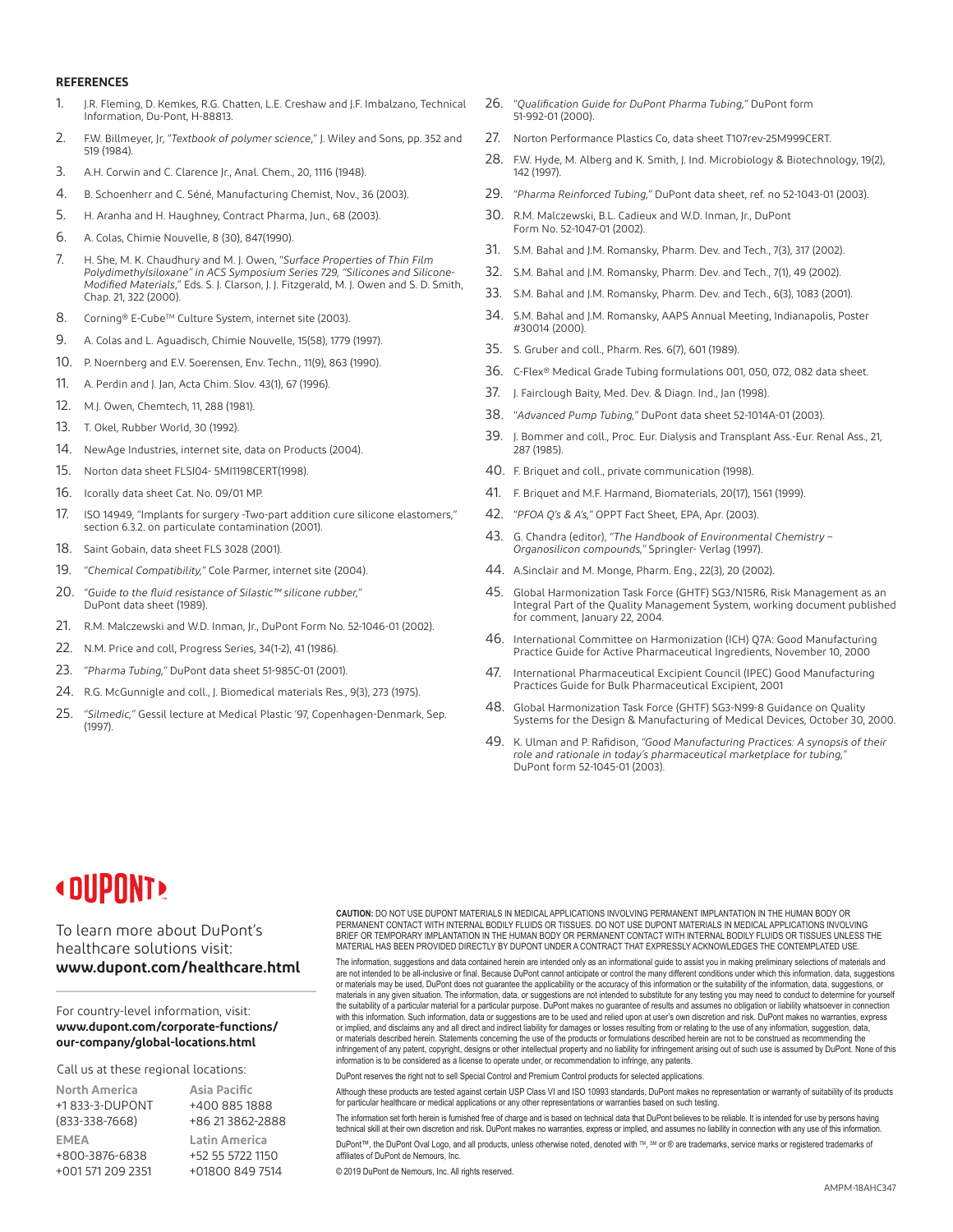## REFERENCES

1. J.R. Fleming, D. Kemkes, R.G. Chatten, L.E. Creshaw and J.F. Imbalzano, Technical Information, Du-Pont, H-88813.
2. F.W. Billmeyer, Jr, "*Textbook of polymer science*," J. Wiley and Sons, pp. 352 and 519 (1984).
3. A.H. Corwin and C. Clarence Jr., Anal. Chem., 20, 1116 (1948).
4. B. Schoenherr and C. Séné, Manufacturing Chemist, Nov., 36 (2003).
5. H. Aranha and H. Haughney, Contract Pharma, Jun., 68 (2003).
6. A. Colas, Chimie Nouvelle, 8 (30), 847(1990).
7. H. She, M. K. Chaudhury and M. J. Owen, "*Surface Properties of Thin Film Polydimethylsiloxane" in ACS Symposium Series 729, "Silicones and Silicone-Modified Materials*," Eds. S. J. Clarson, J. J. Fitzgerald, M. J. Owen and S. D. Smith, Chap. 21, 322 (2000).
8. Corning® E-Cube™ Culture System, internet site (2003).
9. A. Colas and L. Aguadisch, Chimie Nouvelle, 15(58), 1779 (1997).
10. P. Noernberg and E.V. Soerensen, Env. Techn., 11(9), 863 (1990).
11. A. Perdin and J. Jan, Acta Chim. Slov. 43(1), 67 (1996).
12. M.J. Owen, Chemtech, 11, 288 (1981).
13. T. Okel, Rubber World, 30 (1992).
14. NewAge Industries, internet site, data on Products (2004).
15. Norton data sheet FLSI04- 5MI1198CERT(1998).
16. Icorally data sheet Cat. No. 09/01 MP.
17. ISO 14949, "Implants for surgery -Two-part addition cure silicone elastomers," section 6.3.2. on particulate contamination (2001).
18. Saint Gobain, data sheet FLS 3028 (2001).
19. "*Chemical Compatibility*," Cole Parmer, internet site (2004).
20. "*Guide to the fluid resistance of Silastic™ silicone rubber*," DuPont data sheet (1989).
21. R.M. Malczewski and W.D. Inman, Jr., DuPont Form No. 52-1046-01 (2002).
22. N.M. Price and coll, Progress Series, 34(1-2), 41 (1986).
23. "*Pharma Tubing*," DuPont data sheet 51-985C-01 (2001).
24. R.G. McGunnigle and coll., J. Biomedical materials Res., 9(3), 273 (1975).
25. "*Silmedic*," Gessil lecture at Medical Plastic '97, Copenhagen-Denmark, Sep. (1997).
26. "*Qualification Guide for DuPont Pharma Tubing*," DuPont form 51-992-01 (2000).
27. Norton Performance Plastics Co, data sheet T107rev-25M999CERT.
28. F.W. Hyde, M. Alberg and K. Smith, J. Ind. Microbiology & Biotechnology, 19(2), 142 (1997).
29. "*Pharma Reinforced Tubing*," DuPont data sheet, ref. no 52-1043-01 (2003).
30. R.M. Malczewski, B.L. Cadieux and W.D. Inman, Jr., DuPont Form No. 52-1047-01 (2002).
31. S.M. Bahal and J.M. Romansky, Pharm. Dev. and Tech., 7(3), 317 (2002).
32. S.M. Bahal and J.M. Romansky, Pharm. Dev. and Tech., 7(1), 49 (2002).
33. S.M. Bahal and J.M. Romansky, Pharm. Dev. and Tech., 6(3), 1083 (2001).
34. S.M. Bahal and J.M. Romansky, AAPS Annual Meeting, Indianapolis, Poster #30014 (2000).
35. S. Gruber and coll., Pharm. Res. 6(7), 601 (1989).
36. C-Flex® Medical Grade Tubing formulations 001, 050, 072, 082 data sheet.
37. J. Fairclough Baity, Med. Dev. & Diagn. Ind., Jan (1998).
38. "*Advanced Pump Tubing*," DuPont data sheet 52-1014A-01 (2003).
39. J. Bommer and coll., Proc. Eur. Dialysis and Transplant Ass.-Eur. Renal Ass., 21, 287 (1985).
40. F. Briquet and coll., private communication (1998).
41. F. Briquet and M.F. Harmand, Biomaterials, 20(17), 1561 (1999).
42. "*PFOA Q's & A's*," OPPT Fact Sheet, EPA, Apr. (2003).
43. G. Chandra (editor), "*The Handbook of Environmental Chemistry – Organosilicon compounds*," Springler- Verlag (1997).
44. A.Sinclair and M. Monge, Pharm. Eng., 22(3), 20 (2002).
45. Global Harmonization Task Force (GHTF) SG3/N15R6, Risk Management as an Integral Part of the Quality Management System, working document published for comment, January 22, 2004.
46. International Committee on Harmonization (ICH) Q7A: Good Manufacturing Practice Guide for Active Pharmaceutical Ingredients, November 10, 2000
47. International Pharmaceutical Excipient Council (IPEC) Good Manufacturing Practices Guide for Bulk Pharmaceutical Excipient, 2001
48. Global Harmonization Task Force (GHTF) SG3-N99-8 Guidance on Quality Systems for the Design & Manufacturing of Medical Devices, October 30, 2000.
49. K. Ulman and P. Rafidison, *"Good Manufacturing Practices: A synopsis of their role and rationale in today's pharmaceutical marketplace for tubing*," DuPont form 52-1045-01 (2003).

**DUPONT**

To learn more about DuPont's healthcare solutions visit:
**www.dupont.com/healthcare.html**

For country-level information, visit:
**www.dupont.com/corporate-functions/our-company/global-locations.html**

Call us at these regional locations:

**North America**
+1 833-3-DUPONT
(833-338-7668)

**Asia Pacific**
+400 885 1888
+86 21 3862-2888

**EMEA**
+800-3876-6838
+001 571 209 2351

**Latin America**
+52 55 5722 1150
+01800 849 7514

**CAUTION:** DO NOT USE DUPONT MATERIALS IN MEDICAL APPLICATIONS INVOLVING PERMANENT IMPLANTATION IN THE HUMAN BODY OR PERMANENT CONTACT WITH INTERNAL BODILY FLUIDS OR TISSUES. DO NOT USE DUPONT MATERIALS IN MEDICAL APPLICATIONS INVOLVING BRIEF OR TEMPORARY IMPLANTATION IN THE HUMAN BODY OR PERMANENT CONTACT WITH INTERNAL BODILY FLUIDS OR TISSUES UNLESS THE MATERIAL HAS BEEN PROVIDED DIRECTLY BY DUPONT UNDER A CONTRACT THAT EXPRESSLY ACKNOWLEDGES THE CONTEMPLATED USE.

The information, suggestions and data contained herein are intended only as an informational guide to assist you in making preliminary selections of materials and are not intended to be all-inclusive or final. Because DuPont cannot anticipate or control the many different conditions under which this information, data, suggestions or materials may be used, DuPont does not guarantee the applicability or the accuracy of this information or the suitability of the information, data, suggestions, or materials in any given situation. The information, data, or suggestions are not intended to substitute for any testing you may need to conduct to determine for yourself the suitability of a particular material for a particular purpose. DuPont makes no guarantee of results and assumes no obligation or liability whatsoever in connection with this information. Such information, data or suggestions are to be used and relied upon at user's own discretion and risk. DuPont makes no warranties, express or implied, and disclaims any and all direct and indirect liability for damages or losses resulting from or relating to the use of any information, suggestion, data, or materials described herein. Statements concerning the use of the products or formulations described herein are not to be construed as recommending the infringement of any patent, copyright, designs or other intellectual property and no liability for infringement arising out of such use is assumed by DuPont. None of this information is to be considered as a license to operate under, or recommendation to infringe, any patents.

DuPont reserves the right not to sell Special Control and Premium Control products for selected applications.

Although these products are tested against certain USP Class VI and ISO 10993 standards, DuPont makes no representation or warranty of suitability of its products for particular healthcare or medical applications or any other representations or warranties based on such testing.

The information set forth herein is furnished free of charge and is based on technical data that DuPont believes to be reliable. It is intended for use by persons having technical skill at their own discretion and risk. DuPont makes no warranties, express or implied, and assumes no liability in connection with any use of this information.

DuPont™, the DuPont Oval Logo, and all products, unless otherwise noted, denoted with ™, ℠ or ® are trademarks, service marks or registered trademarks of affiliates of DuPont de Nemours, Inc.

© 2019 DuPont de Nemours, Inc. All rights reserved.

AMPM-18AHC347